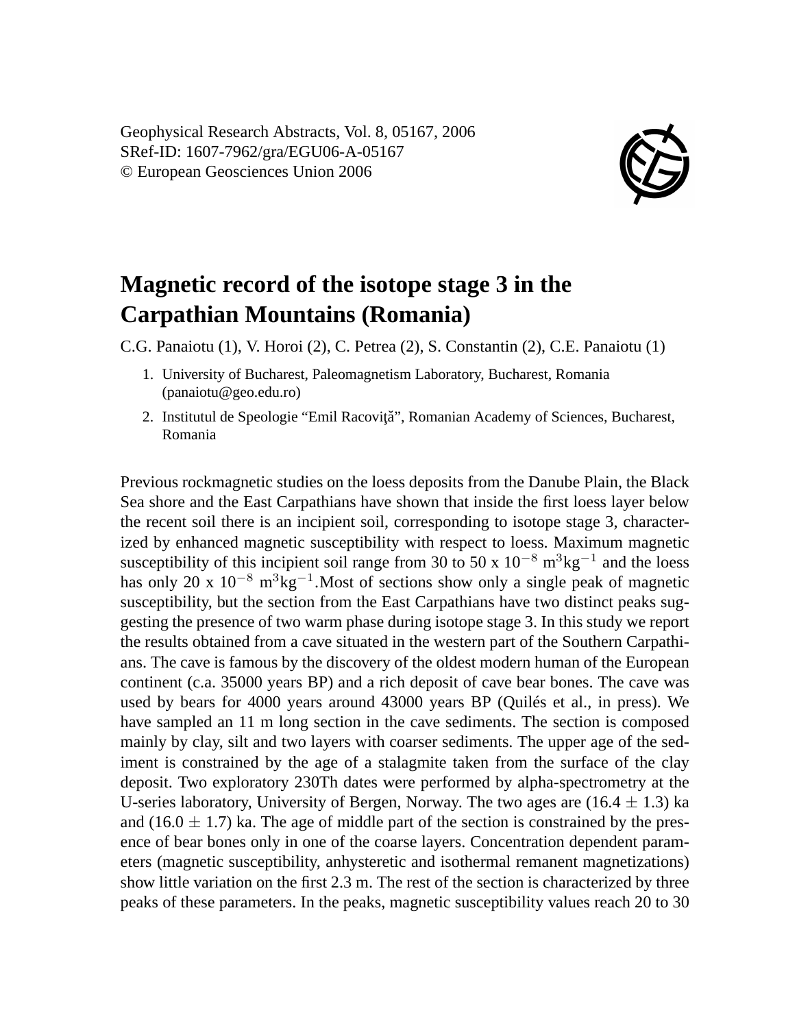Geophysical Research Abstracts, Vol. 8, 05167, 2006
SRef-ID: 1607-7962/gra/EGU06-A-05167
© European Geosciences Union 2006

# Magnetic record of the isotope stage 3 in the Carpathian Mountains (Romania)

C.G. Panaiotu (1), V. Horoi (2), C. Petrea (2), S. Constantin (2), C.E. Panaiotu (1)

1. University of Bucharest, Paleomagnetism Laboratory, Bucharest, Romania (panaiotu@geo.edu.ro)
2. Institutul de Speologie "Emil Racoviţă", Romanian Academy of Sciences, Bucharest, Romania

Previous rockmagnetic studies on the loess deposits from the Danube Plain, the Black Sea shore and the East Carpathians have shown that inside the first loess layer below the recent soil there is an incipient soil, corresponding to isotope stage 3, characterized by enhanced magnetic susceptibility with respect to loess. Maximum magnetic susceptibility of this incipient soil range from 30 to 50 x $10^{-8}$ $m^3kg^{-1}$ and the loess has only 20 x $10^{-8}$ $m^3kg^{-1}$.Most of sections show only a single peak of magnetic susceptibility, but the section from the East Carpathians have two distinct peaks suggesting the presence of two warm phase during isotope stage 3. In this study we report the results obtained from a cave situated in the western part of the Southern Carpathians. The cave is famous by the discovery of the oldest modern human of the European continent (c.a. 35000 years BP) and a rich deposit of cave bear bones. The cave was used by bears for 4000 years around 43000 years BP (Quilés et al., in press). We have sampled an 11 m long section in the cave sediments. The section is composed mainly by clay, silt and two layers with coarser sediments. The upper age of the sediment is constrained by the age of a stalagmite taken from the surface of the clay deposit. Two exploratory 230Th dates were performed by alpha-spectrometry at the U-series laboratory, University of Bergen, Norway. The two ages are (16.4 $\pm$ 1.3) ka and (16.0 $\pm$ 1.7) ka. The age of middle part of the section is constrained by the presence of bear bones only in one of the coarse layers. Concentration dependent parameters (magnetic susceptibility, anhysteretic and isothermal remanent magnetizations) show little variation on the first 2.3 m. The rest of the section is characterized by three peaks of these parameters. In the peaks, magnetic susceptibility values reach 20 to 30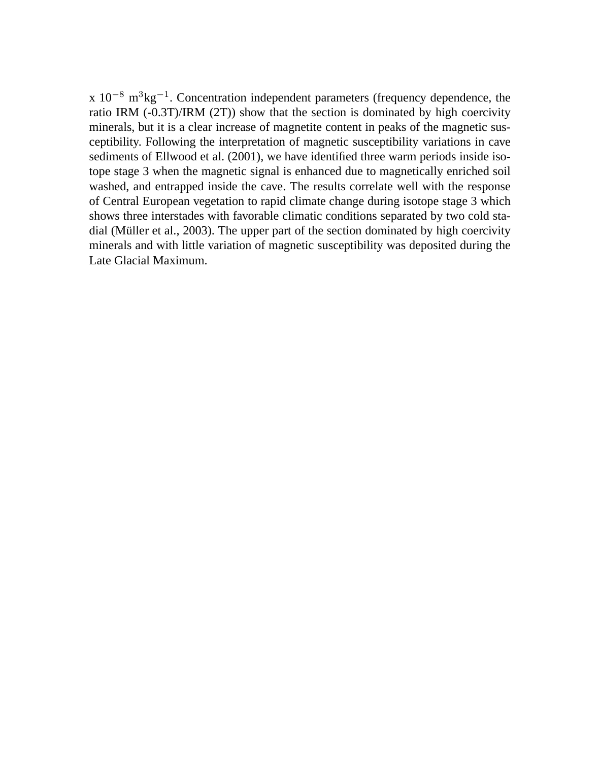x $10^{-8}$ $m^3kg^{-1}$. Concentration independent parameters (frequency dependence, the ratio IRM (-0.3T)/IRM (2T)) show that the section is dominated by high coercivity minerals, but it is a clear increase of magnetite content in peaks of the magnetic susceptibility. Following the interpretation of magnetic susceptibility variations in cave sediments of Ellwood et al. (2001), we have identified three warm periods inside isotope stage 3 when the magnetic signal is enhanced due to magnetically enriched soil washed, and entrapped inside the cave. The results correlate well with the response of Central European vegetation to rapid climate change during isotope stage 3 which shows three interstades with favorable climatic conditions separated by two cold stadial (Müller et al., 2003). The upper part of the section dominated by high coercivity minerals and with little variation of magnetic susceptibility was deposited during the Late Glacial Maximum.